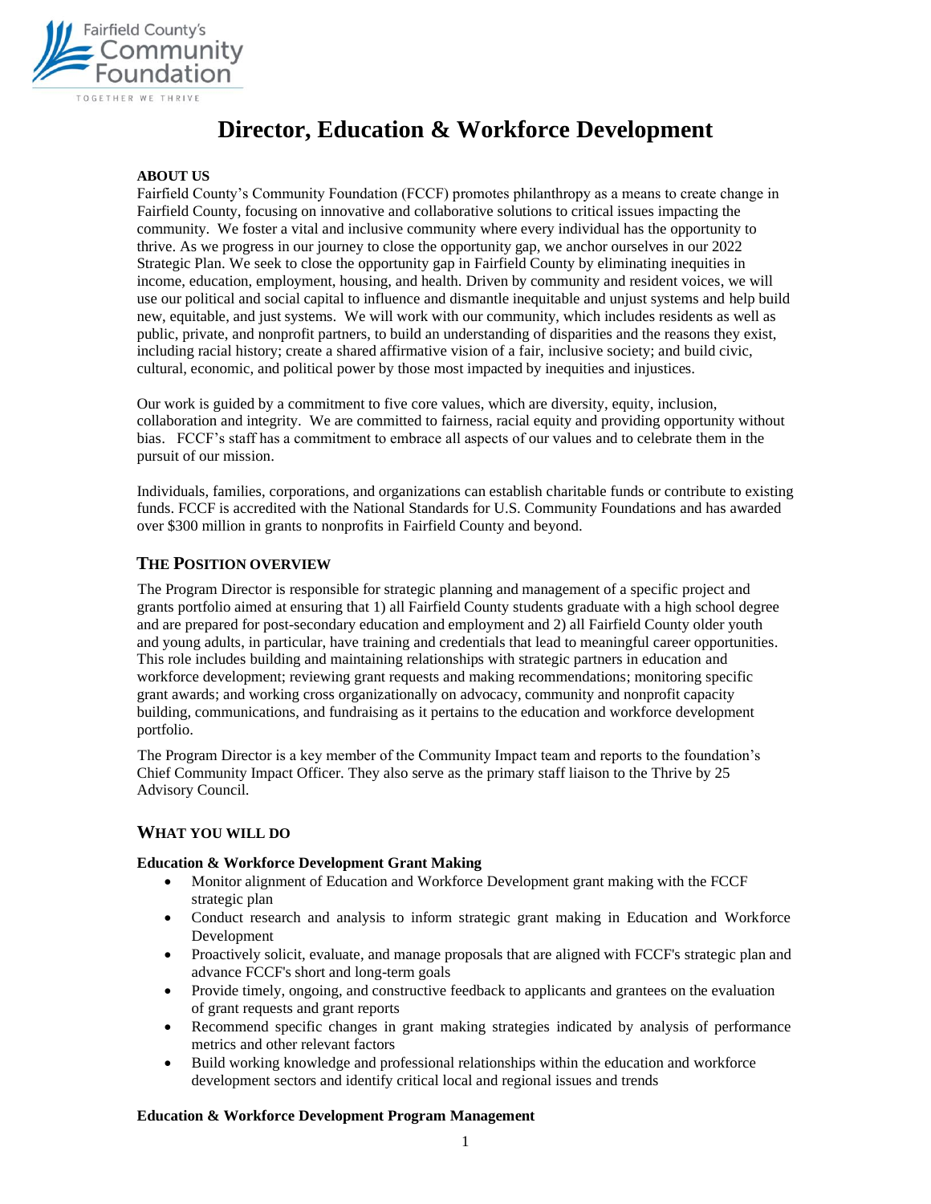# Director, Education & Workforce Development

**ABOUT US**

Fairfield County's Community Foundation (FCCF) promotes philanthropy as a means to create change in Fairfield County, focusing on innovative and collaborative solutions to critical issues impacting the community. We foster a vital and inclusive community where every individual has the opportunity to thrive. As we progress in our journey to close the opportunity gap, we anchor ourselves in our 2022 Strategic Plan. We seek to close the opportunity gap in Fairfield County by eliminating inequities in income, education, employment, housing, and health. Driven by community and resident voices, we will use our political and social capital to influence and dismantle inequitable and unjust systems and help build new, equitable, and just systems. We will work with our community, which includes residents as well as public, private, and nonprofit partners, to build an understanding of disparities and the reasons they exist, including racial history; create a shared affirmative vision of a fair, inclusive society; and build civic, cultural, economic, and political power by those most impacted by inequities and injustices.

Our work is guided by a commitment to five core values, which are diversity, equity, inclusion, collaboration and integrity. We are committed to fairness, racial equity and providing opportunity without bias. FCCF's staff has a commitment to embrace all aspects of our values and to celebrate them in the pursuit of our mission.

Individuals, families, corporations, and organizations can establish charitable funds or contribute to existing funds. FCCF is accredited with the National Standards for U.S. Community Foundations and has awarded over $300 million in grants to nonprofits in Fairfield County and beyond.

## THE POSITION OVERVIEW

The Program Director is responsible for strategic planning and management of a specific project and grants portfolio aimed at ensuring that 1) all Fairfield County students graduate with a high school degree and are prepared for post-secondary education and employment and 2) all Fairfield County older youth and young adults, in particular, have training and credentials that lead to meaningful career opportunities. This role includes building and maintaining relationships with strategic partners in education and workforce development; reviewing grant requests and making recommendations; monitoring specific grant awards; and working cross organizationally on advocacy, community and nonprofit capacity building, communications, and fundraising as it pertains to the education and workforce development portfolio.

The Program Director is a key member of the Community Impact team and reports to the foundation's Chief Community Impact Officer. They also serve as the primary staff liaison to the Thrive by 25 Advisory Council.

## WHAT YOU WILL DO

**Education & Workforce Development Grant Making**

- Monitor alignment of Education and Workforce Development grant making with the FCCF strategic plan
- Conduct research and analysis to inform strategic grant making in Education and Workforce Development
- Proactively solicit, evaluate, and manage proposals that are aligned with FCCF's strategic plan and advance FCCF's short and long-term goals
- Provide timely, ongoing, and constructive feedback to applicants and grantees on the evaluation of grant requests and grant reports
- Recommend specific changes in grant making strategies indicated by analysis of performance metrics and other relevant factors
- Build working knowledge and professional relationships within the education and workforce development sectors and identify critical local and regional issues and trends

**Education & Workforce Development Program Management**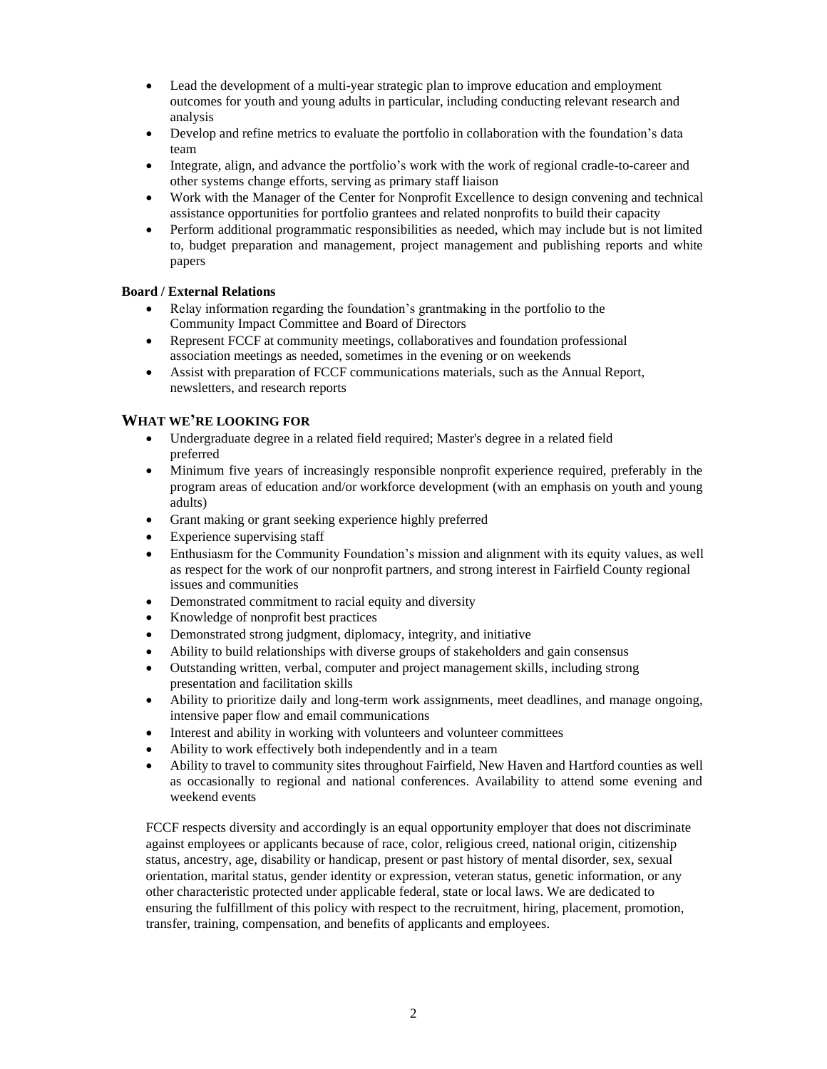- Lead the development of a multi-year strategic plan to improve education and employment outcomes for youth and young adults in particular, including conducting relevant research and analysis
- Develop and refine metrics to evaluate the portfolio in collaboration with the foundation's data team
- Integrate, align, and advance the portfolio's work with the work of regional cradle-to-career and other systems change efforts, serving as primary staff liaison
- Work with the Manager of the Center for Nonprofit Excellence to design convening and technical assistance opportunities for portfolio grantees and related nonprofits to build their capacity
- Perform additional programmatic responsibilities as needed, which may include but is not limited to, budget preparation and management, project management and publishing reports and white papers

**Board / External Relations**

- Relay information regarding the foundation's grantmaking in the portfolio to the Community Impact Committee and Board of Directors
- Represent FCCF at community meetings, collaboratives and foundation professional association meetings as needed, sometimes in the evening or on weekends
- Assist with preparation of FCCF communications materials, such as the Annual Report, newsletters, and research reports

## WHAT WE'RE LOOKING FOR

- Undergraduate degree in a related field required; Master's degree in a related field preferred
- Minimum five years of increasingly responsible nonprofit experience required, preferably in the program areas of education and/or workforce development (with an emphasis on youth and young adults)
- Grant making or grant seeking experience highly preferred
- Experience supervising staff
- Enthusiasm for the Community Foundation's mission and alignment with its equity values, as well as respect for the work of our nonprofit partners, and strong interest in Fairfield County regional issues and communities
- Demonstrated commitment to racial equity and diversity
- Knowledge of nonprofit best practices
- Demonstrated strong judgment, diplomacy, integrity, and initiative
- Ability to build relationships with diverse groups of stakeholders and gain consensus
- Outstanding written, verbal, computer and project management skills, including strong presentation and facilitation skills
- Ability to prioritize daily and long-term work assignments, meet deadlines, and manage ongoing, intensive paper flow and email communications
- Interest and ability in working with volunteers and volunteer committees
- Ability to work effectively both independently and in a team
- Ability to travel to community sites throughout Fairfield, New Haven and Hartford counties as well as occasionally to regional and national conferences. Availability to attend some evening and weekend events

FCCF respects diversity and accordingly is an equal opportunity employer that does not discriminate against employees or applicants because of race, color, religious creed, national origin, citizenship status, ancestry, age, disability or handicap, present or past history of mental disorder, sex, sexual orientation, marital status, gender identity or expression, veteran status, genetic information, or any other characteristic protected under applicable federal, state or local laws. We are dedicated to ensuring the fulfillment of this policy with respect to the recruitment, hiring, placement, promotion, transfer, training, compensation, and benefits of applicants and employees.